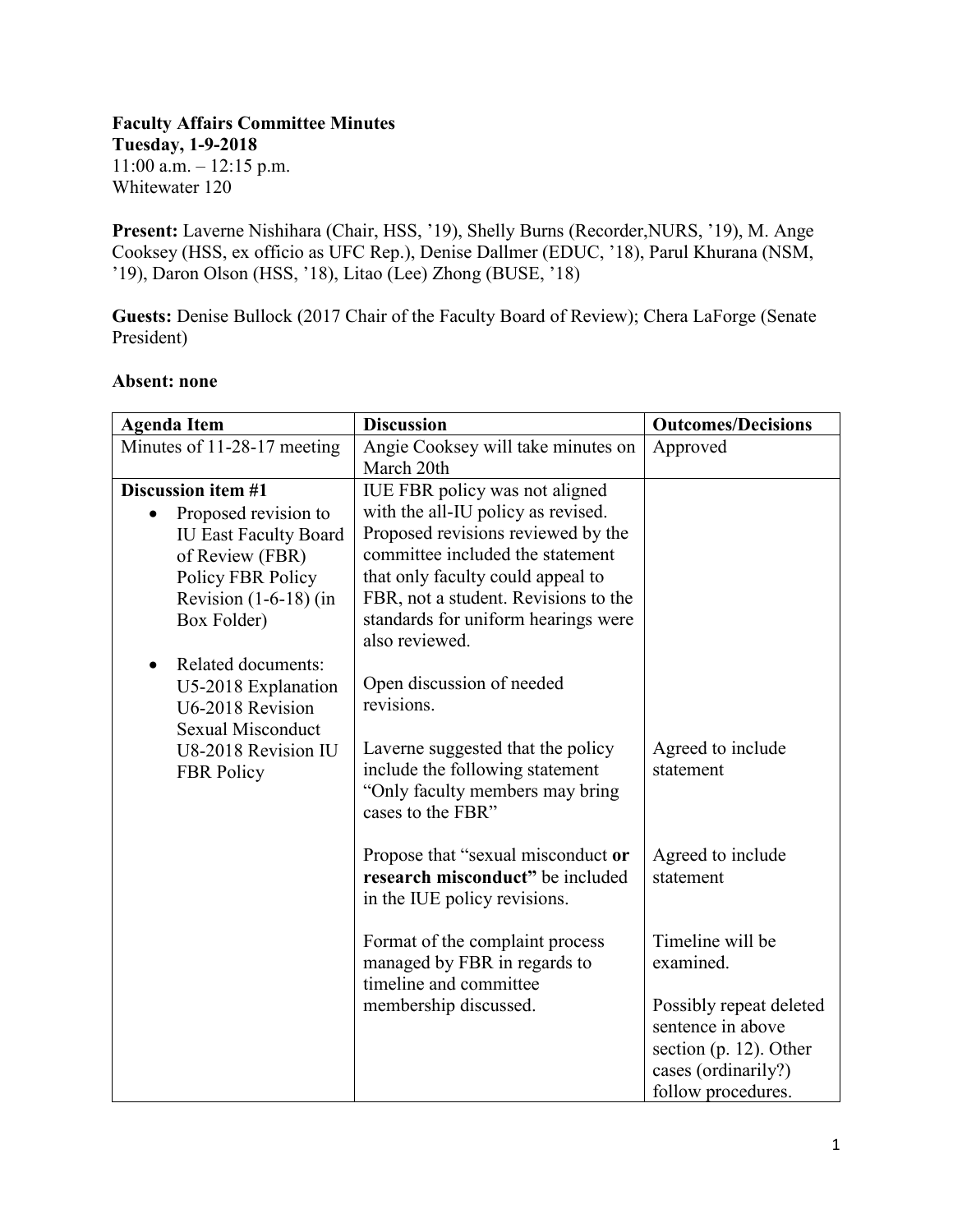**Faculty Affairs Committee Minutes**
**Tuesday, 1-9-2018**
11:00 a.m. – 12:15 p.m.
Whitewater 120

**Present:** Laverne Nishihara (Chair, HSS, '19), Shelly Burns (Recorder,NURS, '19), M. Ange Cooksey (HSS, ex officio as UFC Rep.), Denise Dallmer (EDUC, '18), Parul Khurana (NSM, '19), Daron Olson (HSS, '18), Litao (Lee) Zhong (BUSE, '18)

**Guests:** Denise Bullock (2017 Chair of the Faculty Board of Review); Chera LaForge (Senate President)

**Absent: none**

| Agenda Item | Discussion | Outcomes/Decisions |
|---|---|---|
| Minutes of 11-28-17 meeting | Angie Cooksey will take minutes on March 20th | Approved |
| **Discussion item #1**<br>• Proposed revision to IU East Faculty Board of Review (FBR) Policy FBR Policy Revision (1-6-18) (in Box Folder)<br>• Related documents: U5-2018 Explanation U6-2018 Revision Sexual Misconduct U8-2018 Revision IU FBR Policy | IUE FBR policy was not aligned with the all-IU policy as revised. Proposed revisions reviewed by the committee included the statement that only faculty could appeal to FBR, not a student. Revisions to the standards for uniform hearings were also reviewed.<br><br>Open discussion of needed revisions. | |
| | Laverne suggested that the policy include the following statement "Only faculty members may bring cases to the FBR" | Agreed to include statement |
| | Propose that "sexual misconduct **or research misconduct**" be included in the IUE policy revisions. | Agreed to include statement |
| | Format of the complaint process managed by FBR in regards to timeline and committee membership discussed. | Timeline will be examined.<br><br>Possibly repeat deleted sentence in above section (p. 12). Other cases (ordinarily?) follow procedures. |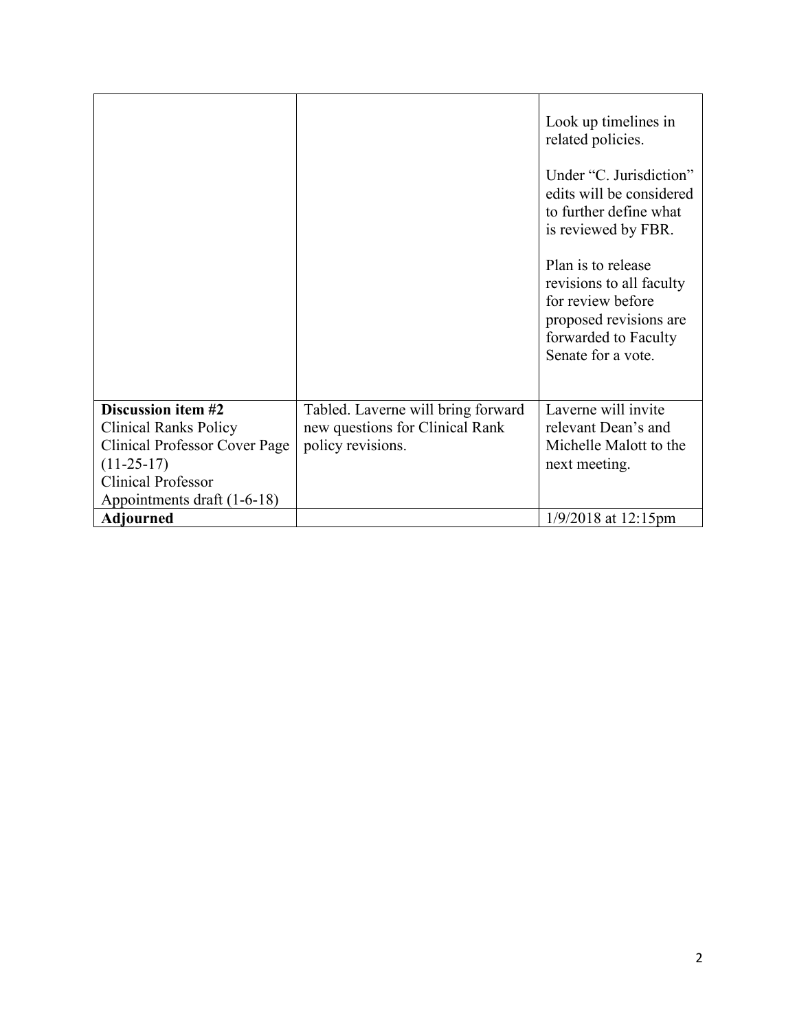| | | |
|---|---|---|
| | | Look up timelines in related policies.<br><br>Under "C. Jurisdiction" edits will be considered to further define what is reviewed by FBR.<br><br>Plan is to release revisions to all faculty for review before proposed revisions are forwarded to Faculty Senate for a vote. |
| **Discussion item #2**<br>Clinical Ranks Policy<br>Clinical Professor Cover Page (11-25-17)<br>Clinical Professor Appointments draft (1-6-18) | Tabled. Laverne will bring forward new questions for Clinical Rank policy revisions. | Laverne will invite relevant Dean's and Michelle Malott to the next meeting. |
| **Adjourned** | | 1/9/2018 at 12:15pm |